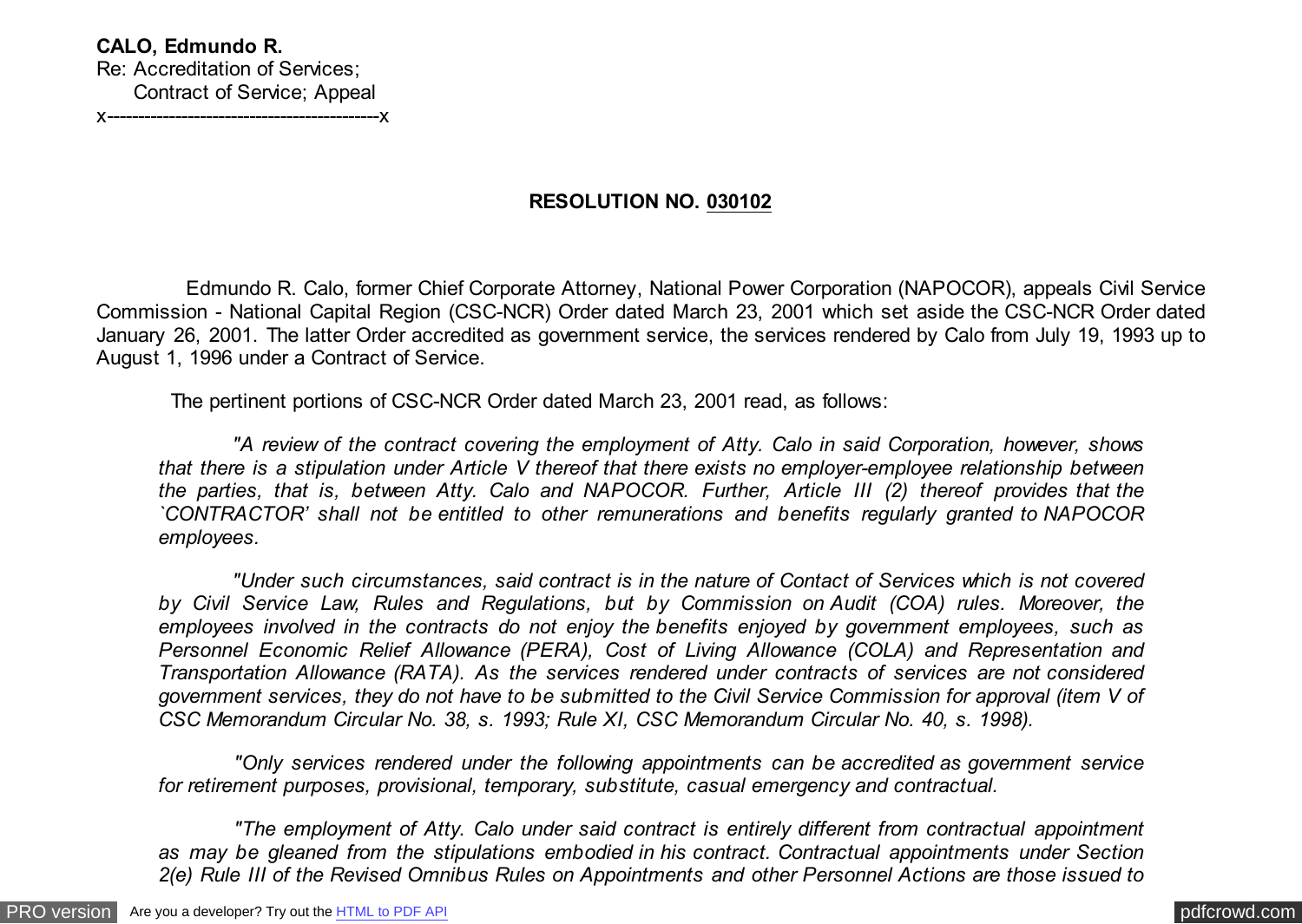**CALO, Edmundo R.**
Re: Accreditation of Services;
Contract of Service; Appeal
x--------------------------------------------x

**RESOLUTION NO. 030102**

Edmundo R. Calo, former Chief Corporate Attorney, National Power Corporation (NAPOCOR), appeals Civil Service Commission - National Capital Region (CSC-NCR) Order dated March 23, 2001 which set aside the CSC-NCR Order dated January 26, 2001. The latter Order accredited as government service, the services rendered by Calo from July 19, 1993 up to August 1, 1996 under a Contract of Service.

The pertinent portions of CSC-NCR Order dated March 23, 2001 read, as follows:

> *"A review of the contract covering the employment of Atty. Calo in said Corporation, however, shows that there is a stipulation under Article V thereof that there exists no employer-employee relationship between the parties, that is, between Atty. Calo and NAPOCOR. Further, Article III (2) thereof provides that the `CONTRACTOR' shall not be entitled to other remunerations and benefits regularly granted to NAPOCOR employees.*
>
> *"Under such circumstances, said contract is in the nature of Contact of Services which is not covered by Civil Service Law, Rules and Regulations, but by Commission on Audit (COA) rules. Moreover, the employees involved in the contracts do not enjoy the benefits enjoyed by government employees, such as Personnel Economic Relief Allowance (PERA), Cost of Living Allowance (COLA) and Representation and Transportation Allowance (RATA). As the services rendered under contracts of services are not considered government services, they do not have to be submitted to the Civil Service Commission for approval (item V of CSC Memorandum Circular No. 38, s. 1993; Rule XI, CSC Memorandum Circular No. 40, s. 1998).*
>
> *"Only services rendered under the following appointments can be accredited as government service for retirement purposes, provisional, temporary, substitute, casual emergency and contractual.*
>
> *"The employment of Atty. Calo under said contract is entirely different from contractual appointment as may be gleaned from the stipulations embodied in his contract. Contractual appointments under Section 2(e) Rule III of the Revised Omnibus Rules on Appointments and other Personnel Actions are those issued to*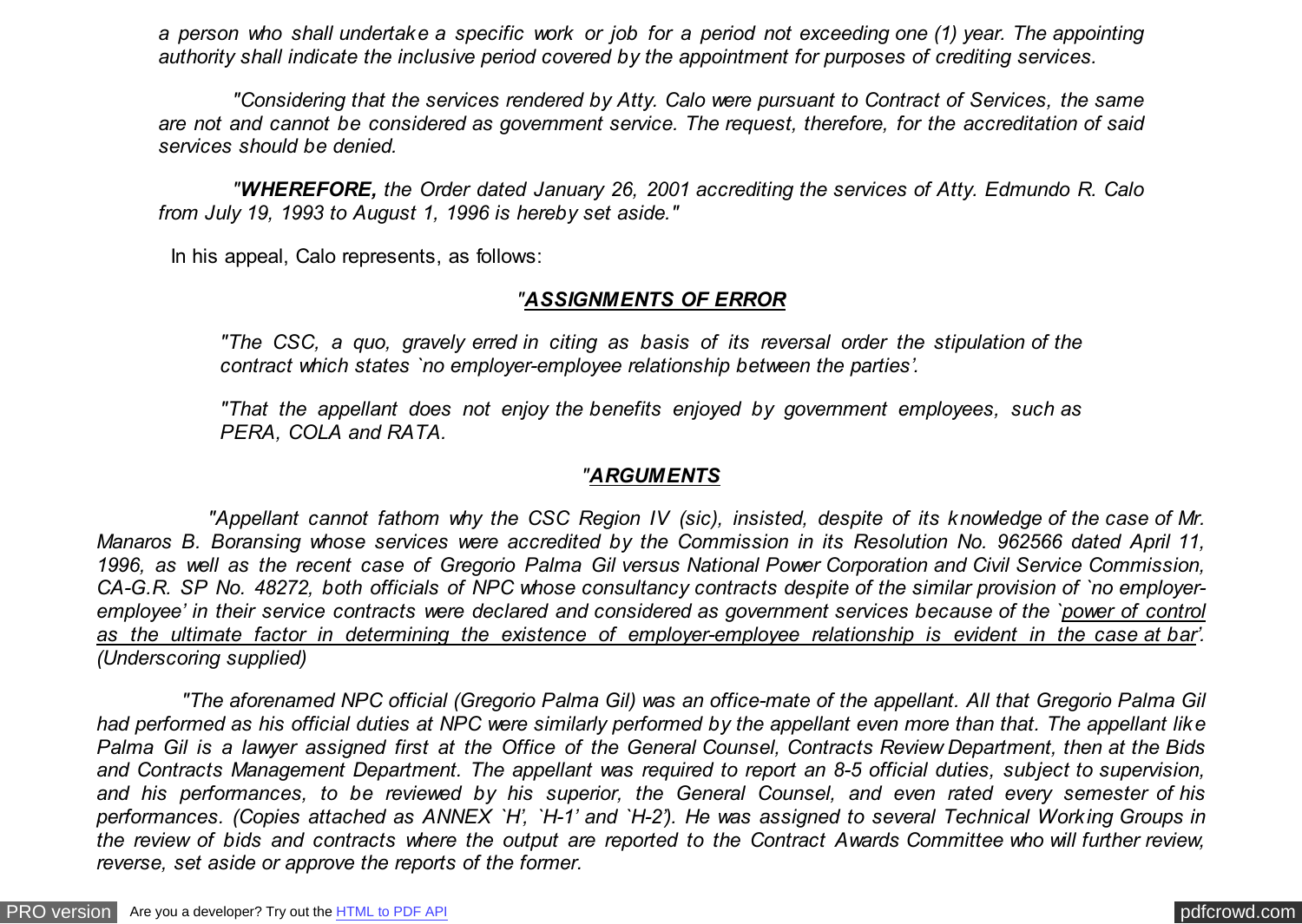*a person who shall undertake a specific work or job for a period not exceeding one (1) year. The appointing authority shall indicate the inclusive period covered by the appointment for purposes of crediting services.*

*"Considering that the services rendered by Atty. Calo were pursuant to Contract of Services, the same are not and cannot be considered as government service. The request, therefore, for the accreditation of said services should be denied.*

*"**WHEREFORE,** the Order dated January 26, 2001 accrediting the services of Atty. Edmundo R. Calo from July 19, 1993 to August 1, 1996 is hereby set aside."*

In his appeal, Calo represents, as follows:

*"<u>**ASSIGNMENTS OF ERROR**</u>*

*"The CSC, a quo, gravely erred in citing as basis of its reversal order the stipulation of the contract which states `no employer-employee relationship between the parties'.*

*"That the appellant does not enjoy the benefits enjoyed by government employees, such as PERA, COLA and RATA.*

*"<u>**ARGUMENTS**</u>*

*"Appellant cannot fathom why the CSC Region IV (sic), insisted, despite of its knowledge of the case of Mr. Manaros B. Boransing whose services were accredited by the Commission in its Resolution No. 962566 dated April 11, 1996, as well as the recent case of Gregorio Palma Gil versus National Power Corporation and Civil Service Commission, CA-G.R. SP No. 48272, both officials of NPC whose consultancy contracts despite of the similar provision of `no employer-employee' in their service contracts were declared and considered as government services because of the `<u>power of control as the ultimate factor in determining the existence of employer-employee relationship is evident in the case at bar</u>'. (Underscoring supplied)*

*"The aforenamed NPC official (Gregorio Palma Gil) was an office-mate of the appellant. All that Gregorio Palma Gil had performed as his official duties at NPC were similarly performed by the appellant even more than that. The appellant like Palma Gil is a lawyer assigned first at the Office of the General Counsel, Contracts Review Department, then at the Bids and Contracts Management Department. The appellant was required to report an 8-5 official duties, subject to supervision, and his performances, to be reviewed by his superior, the General Counsel, and even rated every semester of his performances. (Copies attached as ANNEX `H', `H-1' and `H-2'). He was assigned to several Technical Working Groups in the review of bids and contracts where the output are reported to the Contract Awards Committee who will further review, reverse, set aside or approve the reports of the former.*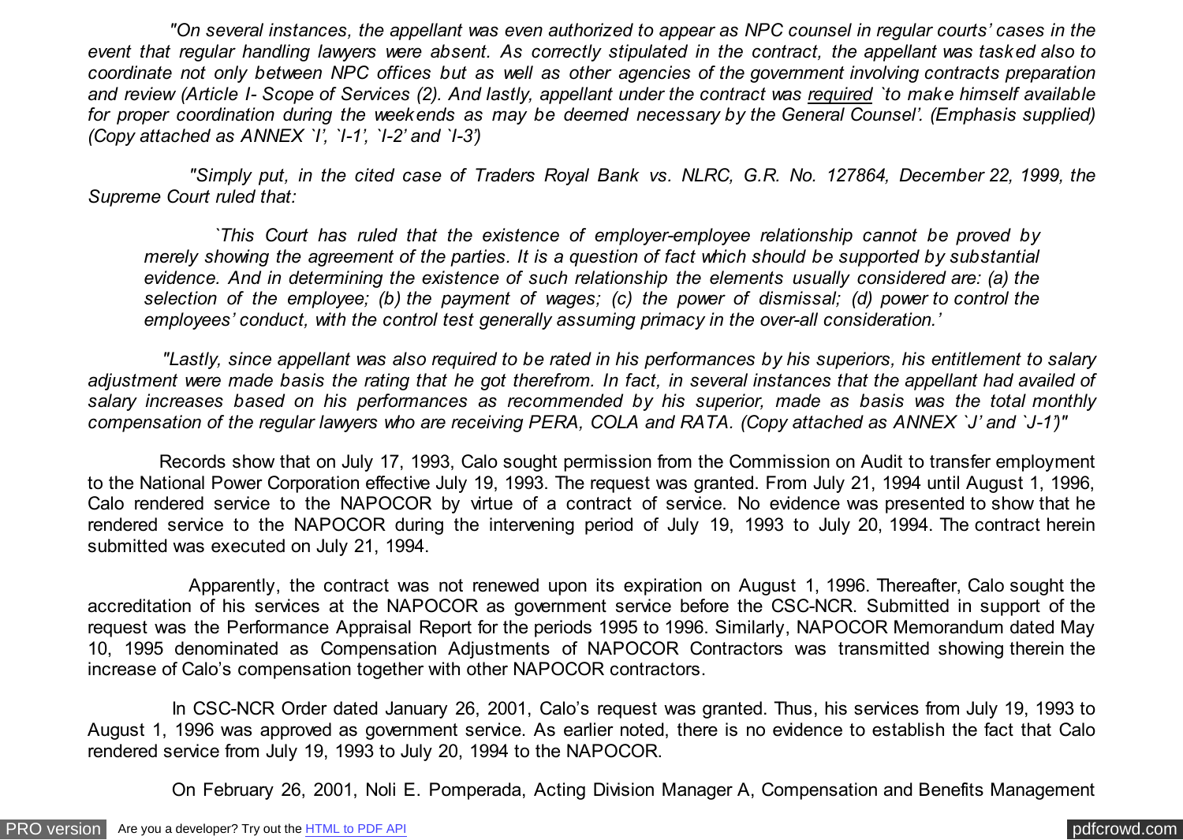*"On several instances, the appellant was even authorized to appear as NPC counsel in regular courts' cases in the event that regular handling lawyers were absent. As correctly stipulated in the contract, the appellant was tasked also to coordinate not only between NPC offices but as well as other agencies of the government involving contracts preparation and review (Article I- Scope of Services (2). And lastly, appellant under the contract was required `to make himself available for proper coordination during the weekends as may be deemed necessary by the General Counsel'. (Emphasis supplied) (Copy attached as ANNEX `I', `I-1', `I-2' and `I-3')*

*"Simply put, in the cited case of Traders Royal Bank vs. NLRC, G.R. No. 127864, December 22, 1999, the Supreme Court ruled that:*

> *`This Court has ruled that the existence of employer-employee relationship cannot be proved by merely showing the agreement of the parties. It is a question of fact which should be supported by substantial evidence. And in determining the existence of such relationship the elements usually considered are: (a) the selection of the employee; (b) the payment of wages; (c) the power of dismissal; (d) power to control the employees' conduct, with the control test generally assuming primacy in the over-all consideration.'*

*"Lastly, since appellant was also required to be rated in his performances by his superiors, his entitlement to salary adjustment were made basis the rating that he got therefrom. In fact, in several instances that the appellant had availed of salary increases based on his performances as recommended by his superior, made as basis was the total monthly compensation of the regular lawyers who are receiving PERA, COLA and RATA. (Copy attached as ANNEX `J' and `J-1')"*

Records show that on July 17, 1993, Calo sought permission from the Commission on Audit to transfer employment to the National Power Corporation effective July 19, 1993. The request was granted. From July 21, 1994 until August 1, 1996, Calo rendered service to the NAPOCOR by virtue of a contract of service. No evidence was presented to show that he rendered service to the NAPOCOR during the intervening period of July 19, 1993 to July 20, 1994. The contract herein submitted was executed on July 21, 1994.

Apparently, the contract was not renewed upon its expiration on August 1, 1996. Thereafter, Calo sought the accreditation of his services at the NAPOCOR as government service before the CSC-NCR. Submitted in support of the request was the Performance Appraisal Report for the periods 1995 to 1996. Similarly, NAPOCOR Memorandum dated May 10, 1995 denominated as Compensation Adjustments of NAPOCOR Contractors was transmitted showing therein the increase of Calo's compensation together with other NAPOCOR contractors.

In CSC-NCR Order dated January 26, 2001, Calo's request was granted. Thus, his services from July 19, 1993 to August 1, 1996 was approved as government service. As earlier noted, there is no evidence to establish the fact that Calo rendered service from July 19, 1993 to July 20, 1994 to the NAPOCOR.

On February 26, 2001, Noli E. Pomperada, Acting Division Manager A, Compensation and Benefits Management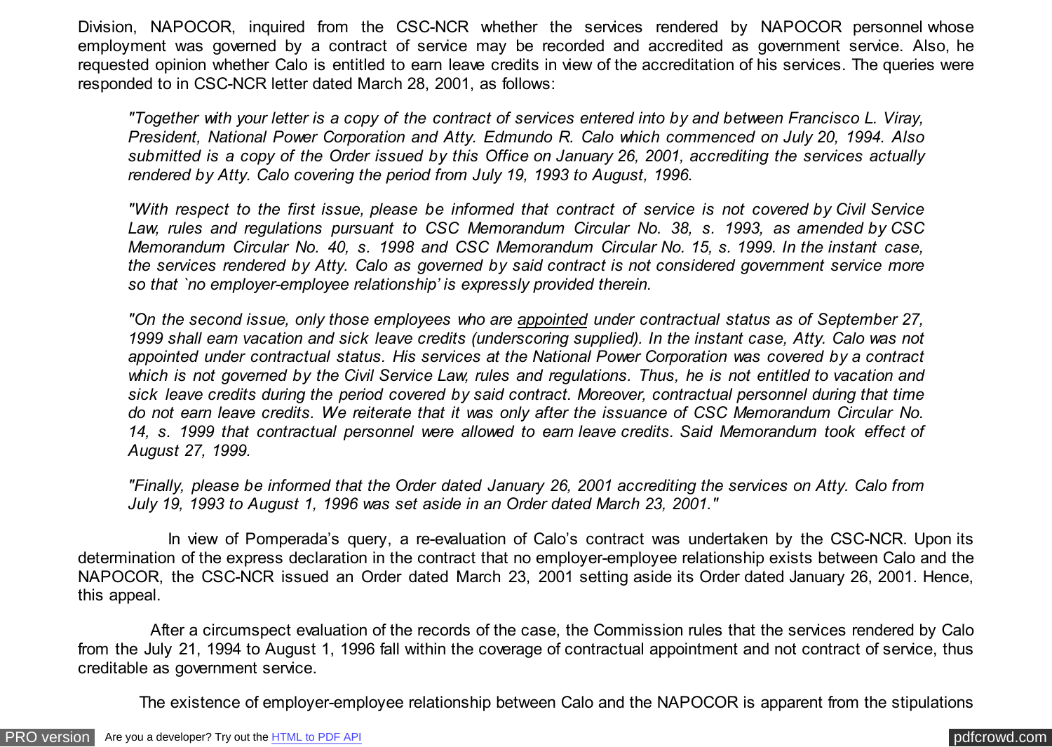Division, NAPOCOR, inquired from the CSC-NCR whether the services rendered by NAPOCOR personnel whose employment was governed by a contract of service may be recorded and accredited as government service. Also, he requested opinion whether Calo is entitled to earn leave credits in view of the accreditation of his services. The queries were responded to in CSC-NCR letter dated March 28, 2001, as follows:

> *"Together with your letter is a copy of the contract of services entered into by and between Francisco L. Viray, President, National Power Corporation and Atty. Edmundo R. Calo which commenced on July 20, 1994. Also submitted is a copy of the Order issued by this Office on January 26, 2001, accrediting the services actually rendered by Atty. Calo covering the period from July 19, 1993 to August, 1996.*
>
> *"With respect to the first issue, please be informed that contract of service is not covered by Civil Service Law, rules and regulations pursuant to CSC Memorandum Circular No. 38, s. 1993, as amended by CSC Memorandum Circular No. 40, s. 1998 and CSC Memorandum Circular No. 15, s. 1999. In the instant case, the services rendered by Atty. Calo as governed by said contract is not considered government service more so that `no employer-employee relationship' is expressly provided therein.*
>
> *"On the second issue, only those employees who are <u>appointed</u> under contractual status as of September 27, 1999 shall earn vacation and sick leave credits (underscoring supplied). In the instant case, Atty. Calo was not appointed under contractual status. His services at the National Power Corporation was covered by a contract which is not governed by the Civil Service Law, rules and regulations. Thus, he is not entitled to vacation and sick leave credits during the period covered by said contract. Moreover, contractual personnel during that time do not earn leave credits. We reiterate that it was only after the issuance of CSC Memorandum Circular No. 14, s. 1999 that contractual personnel were allowed to earn leave credits. Said Memorandum took effect of August 27, 1999.*
>
> *"Finally, please be informed that the Order dated January 26, 2001 accrediting the services on Atty. Calo from July 19, 1993 to August 1, 1996 was set aside in an Order dated March 23, 2001."*

In view of Pomperada's query, a re-evaluation of Calo's contract was undertaken by the CSC-NCR. Upon its determination of the express declaration in the contract that no employer-employee relationship exists between Calo and the NAPOCOR, the CSC-NCR issued an Order dated March 23, 2001 setting aside its Order dated January 26, 2001. Hence, this appeal.

After a circumspect evaluation of the records of the case, the Commission rules that the services rendered by Calo from the July 21, 1994 to August 1, 1996 fall within the coverage of contractual appointment and not contract of service, thus creditable as government service.

The existence of employer-employee relationship between Calo and the NAPOCOR is apparent from the stipulations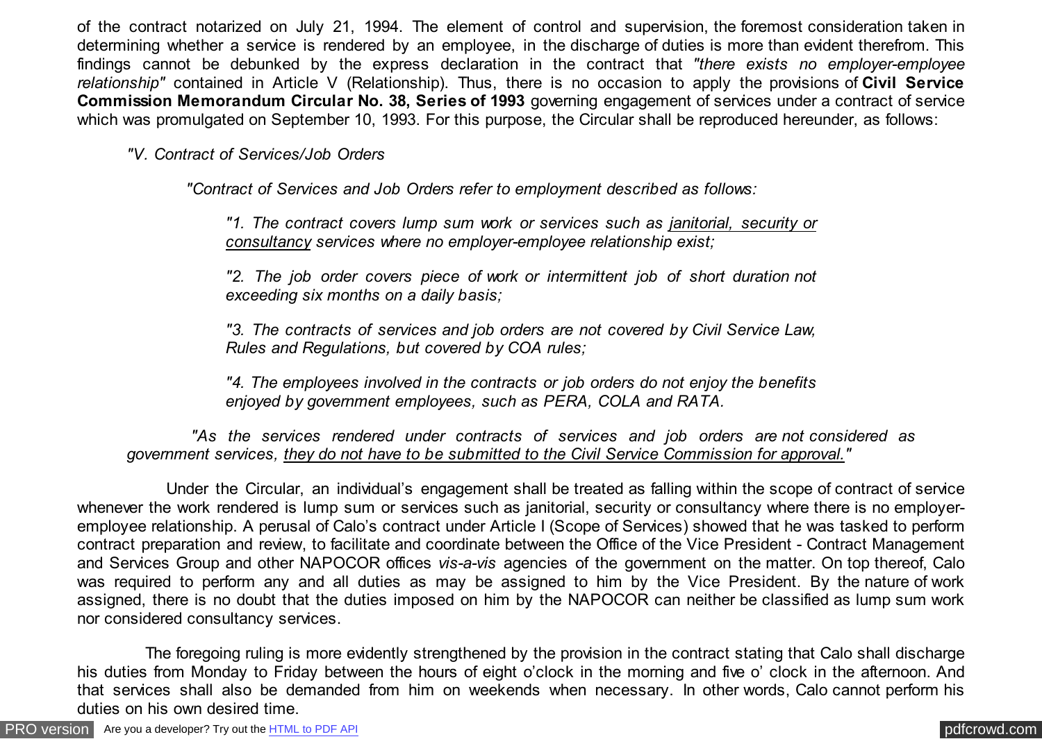of the contract notarized on July 21, 1994. The element of control and supervision, the foremost consideration taken in determining whether a service is rendered by an employee, in the discharge of duties is more than evident therefrom. This findings cannot be debunked by the express declaration in the contract that *"there exists no employer-employee relationship"* contained in Article V (Relationship). Thus, there is no occasion to apply the provisions of **Civil Service Commission Memorandum Circular No. 38, Series of 1993** governing engagement of services under a contract of service which was promulgated on September 10, 1993. For this purpose, the Circular shall be reproduced hereunder, as follows:

> *"V. Contract of Services/Job Orders*
>
> *"Contract of Services and Job Orders refer to employment described as follows:*
>
> *"1. The contract covers lump sum work or services such as <u>janitorial, security or consultancy</u> services where no employer-employee relationship exist;*
>
> *"2. The job order covers piece of work or intermittent job of short duration not exceeding six months on a daily basis;*
>
> *"3. The contracts of services and job orders are not covered by Civil Service Law, Rules and Regulations, but covered by COA rules;*
>
> *"4. The employees involved in the contracts or job orders do not enjoy the benefits enjoyed by government employees, such as PERA, COLA and RATA.*
>
> *"As the services rendered under contracts of services and job orders are not considered as government services, <u>they do not have to be submitted to the Civil Service Commission for approval.</u>"*

Under the Circular, an individual's engagement shall be treated as falling within the scope of contract of service whenever the work rendered is lump sum or services such as janitorial, security or consultancy where there is no employer-employee relationship. A perusal of Calo's contract under Article I (Scope of Services) showed that he was tasked to perform contract preparation and review, to facilitate and coordinate between the Office of the Vice President - Contract Management and Services Group and other NAPOCOR offices *vis-a-vis* agencies of the government on the matter. On top thereof, Calo was required to perform any and all duties as may be assigned to him by the Vice President. By the nature of work assigned, there is no doubt that the duties imposed on him by the NAPOCOR can neither be classified as lump sum work nor considered consultancy services.

The foregoing ruling is more evidently strengthened by the provision in the contract stating that Calo shall discharge his duties from Monday to Friday between the hours of eight o'clock in the morning and five o' clock in the afternoon. And that services shall also be demanded from him on weekends when necessary. In other words, Calo cannot perform his duties on his own desired time.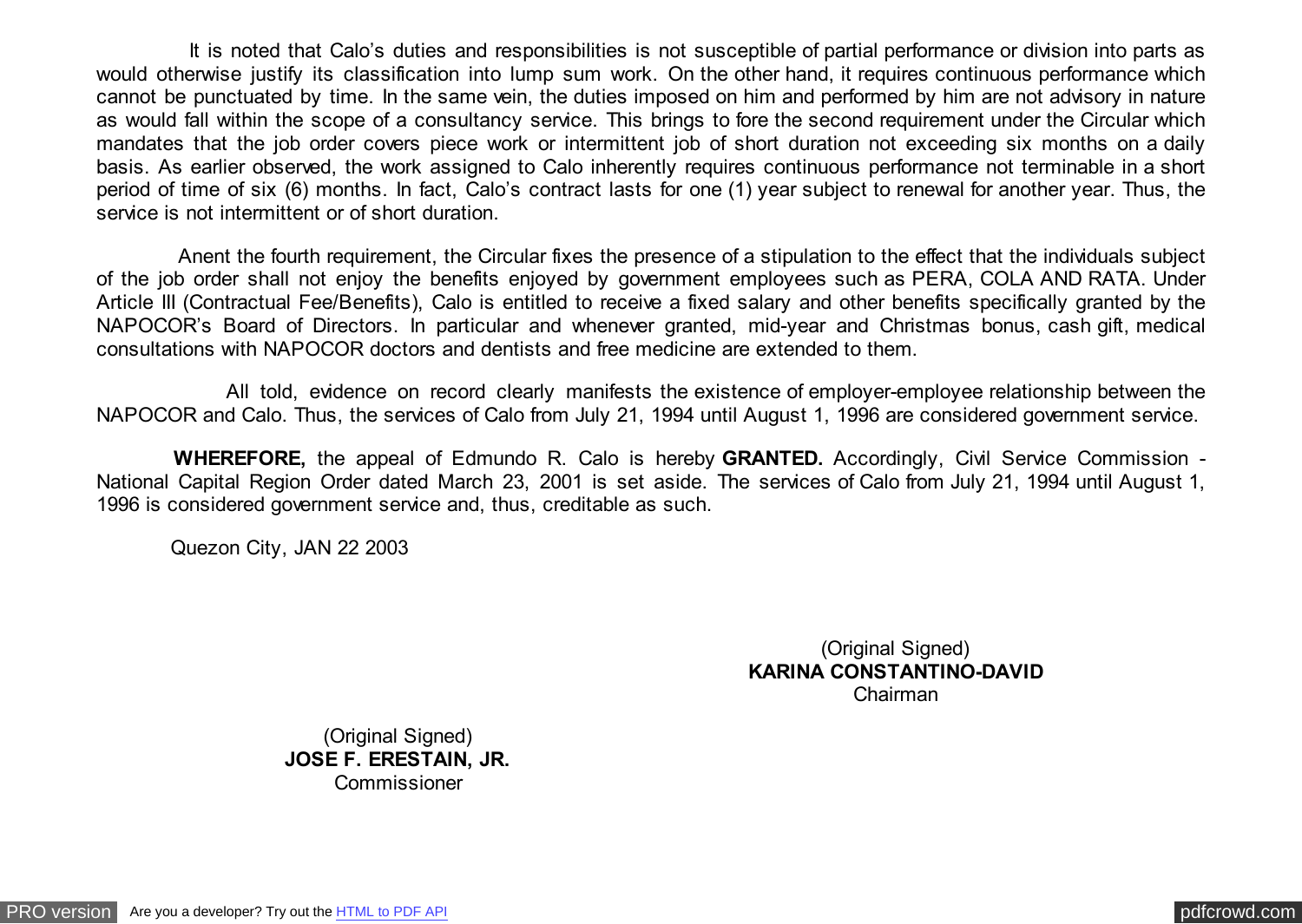It is noted that Calo's duties and responsibilities is not susceptible of partial performance or division into parts as would otherwise justify its classification into lump sum work. On the other hand, it requires continuous performance which cannot be punctuated by time. In the same vein, the duties imposed on him and performed by him are not advisory in nature as would fall within the scope of a consultancy service. This brings to fore the second requirement under the Circular which mandates that the job order covers piece work or intermittent job of short duration not exceeding six months on a daily basis. As earlier observed, the work assigned to Calo inherently requires continuous performance not terminable in a short period of time of six (6) months. In fact, Calo's contract lasts for one (1) year subject to renewal for another year. Thus, the service is not intermittent or of short duration.

Anent the fourth requirement, the Circular fixes the presence of a stipulation to the effect that the individuals subject of the job order shall not enjoy the benefits enjoyed by government employees such as PERA, COLA AND RATA. Under Article III (Contractual Fee/Benefits), Calo is entitled to receive a fixed salary and other benefits specifically granted by the NAPOCOR's Board of Directors. In particular and whenever granted, mid-year and Christmas bonus, cash gift, medical consultations with NAPOCOR doctors and dentists and free medicine are extended to them.

All told, evidence on record clearly manifests the existence of employer-employee relationship between the NAPOCOR and Calo. Thus, the services of Calo from July 21, 1994 until August 1, 1996 are considered government service.

**WHEREFORE,** the appeal of Edmundo R. Calo is hereby **GRANTED.** Accordingly, Civil Service Commission - National Capital Region Order dated March 23, 2001 is set aside. The services of Calo from July 21, 1994 until August 1, 1996 is considered government service and, thus, creditable as such.

Quezon City, JAN 22 2003

(Original Signed)
**KARINA CONSTANTINO-DAVID**
Chairman

(Original Signed)
**JOSE F. ERESTAIN, JR.**
Commissioner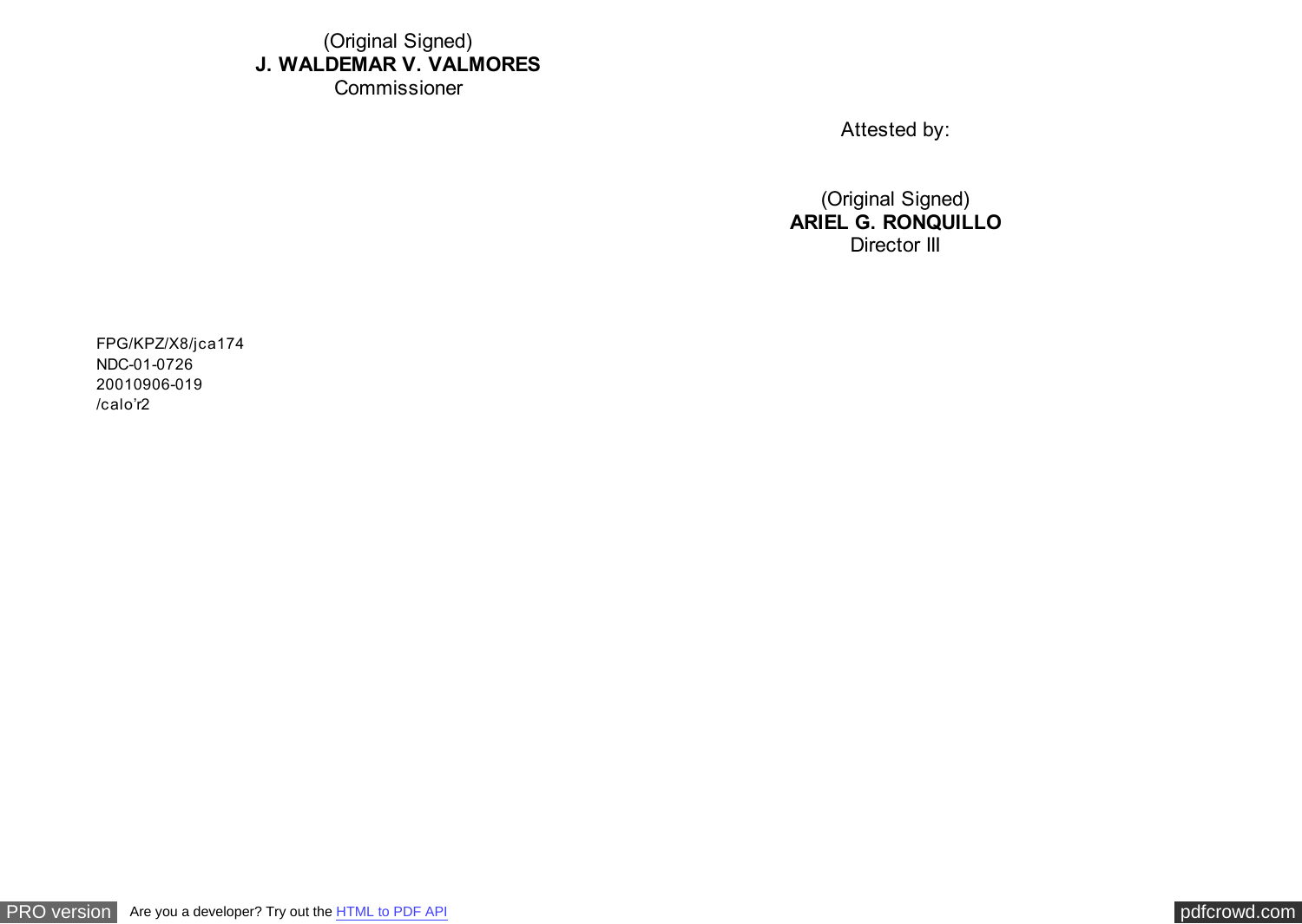(Original Signed)
**J. WALDEMAR V. VALMORES**
Commissioner

Attested by:

(Original Signed)
**ARIEL G. RONQUILLO**
Director III

FPG/KPZ/X8/jca174
NDC-01-0726
20010906-019
/calo'r2